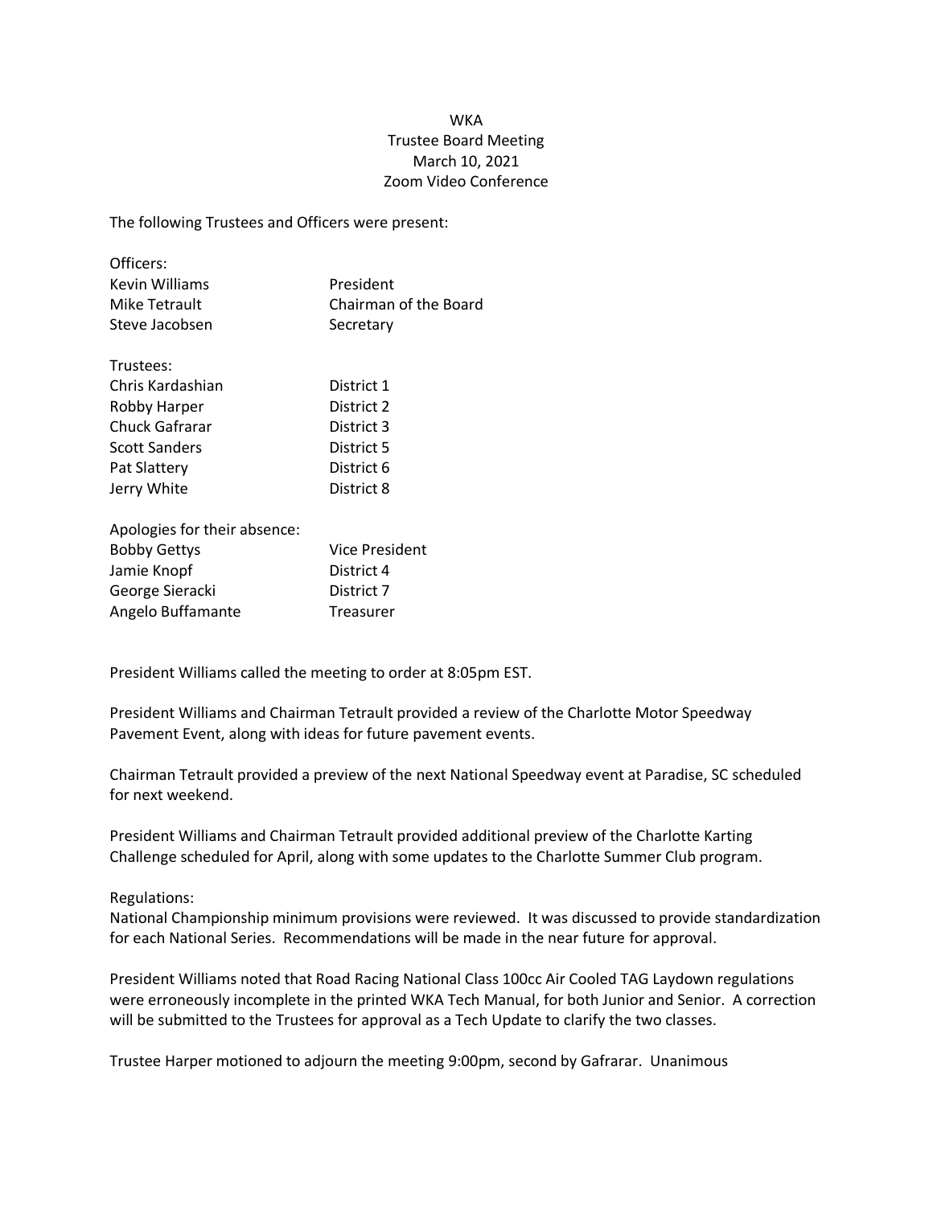# WKA
## Trustee Board Meeting
March 10, 2021
Zoom Video Conference

The following Trustees and Officers were present:

Officers:

| | |
|---|---|
| Kevin Williams | President |
| Mike Tetrault | Chairman of the Board |
| Steve Jacobsen | Secretary |

Trustees:

| | |
|---|---|
| Chris Kardashian | District 1 |
| Robby Harper | District 2 |
| Chuck Gafrarar | District 3 |
| Scott Sanders | District 5 |
| Pat Slattery | District 6 |
| Jerry White | District 8 |

Apologies for their absence:

| | |
|---|---|
| Bobby Gettys | Vice President |
| Jamie Knopf | District 4 |
| George Sieracki | District 7 |
| Angelo Buffamante | Treasurer |

President Williams called the meeting to order at 8:05pm EST.

President Williams and Chairman Tetrault provided a review of the Charlotte Motor Speedway Pavement Event, along with ideas for future pavement events.

Chairman Tetrault provided a preview of the next National Speedway event at Paradise, SC scheduled for next weekend.

President Williams and Chairman Tetrault provided additional preview of the Charlotte Karting Challenge scheduled for April, along with some updates to the Charlotte Summer Club program.

Regulations:
National Championship minimum provisions were reviewed. It was discussed to provide standardization for each National Series. Recommendations will be made in the near future for approval.

President Williams noted that Road Racing National Class 100cc Air Cooled TAG Laydown regulations were erroneously incomplete in the printed WKA Tech Manual, for both Junior and Senior. A correction will be submitted to the Trustees for approval as a Tech Update to clarify the two classes.

Trustee Harper motioned to adjourn the meeting 9:00pm, second by Gafrarar. Unanimous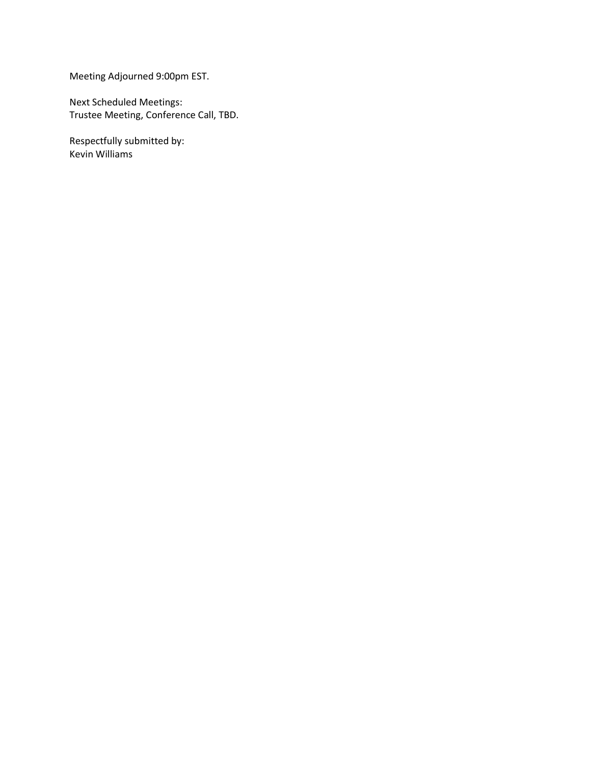Meeting Adjourned 9:00pm EST.

Next Scheduled Meetings:
Trustee Meeting, Conference Call, TBD.

Respectfully submitted by:
Kevin Williams